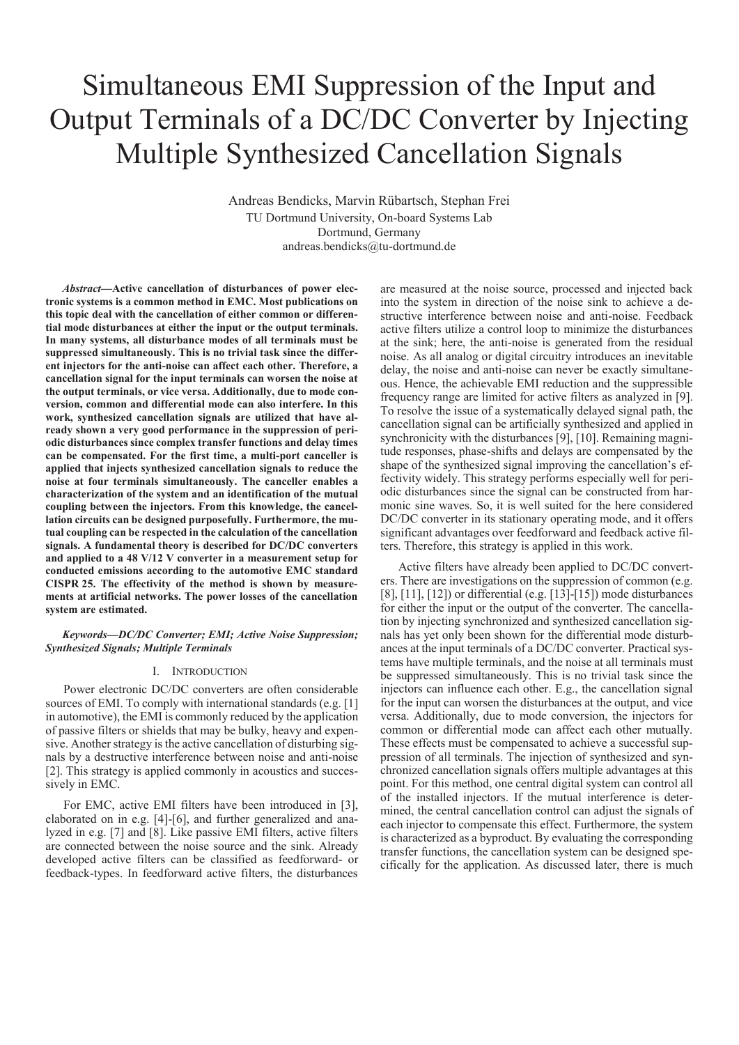# Simultaneous EMI Suppression of the Input and Output Terminals of a DC/DC Converter by Injecting Multiple Synthesized Cancellation Signals

Andreas Bendicks, Marvin Rübartsch, Stephan Frei
TU Dortmund University, On-board Systems Lab
Dortmund, Germany
andreas.bendicks@tu-dortmund.de

***Abstract*—Active cancellation of disturbances of power electronic systems is a common method in EMC. Most publications on this topic deal with the cancellation of either common or differential mode disturbances at either the input or the output terminals. In many systems, all disturbance modes of all terminals must be suppressed simultaneously. This is no trivial task since the different injectors for the anti-noise can affect each other. Therefore, a cancellation signal for the input terminals can worsen the noise at the output terminals, or vice versa. Additionally, due to mode conversion, common and differential mode can also interfere. In this work, synthesized cancellation signals are utilized that have already shown a very good performance in the suppression of periodic disturbances since complex transfer functions and delay times can be compensated. For the first time, a multi-port canceller is applied that injects synthesized cancellation signals to reduce the noise at four terminals simultaneously. The canceller enables a characterization of the system and an identification of the mutual coupling between the injectors. From this knowledge, the cancellation circuits can be designed purposefully. Furthermore, the mutual coupling can be respected in the calculation of the cancellation signals. A fundamental theory is described for DC/DC converters and applied to a 48 V/12 V converter in a measurement setup for conducted emissions according to the automotive EMC standard CISPR 25. The effectivity of the method is shown by measurements at artificial networks. The power losses of the cancellation system are estimated.**

***Keywords—DC/DC Converter; EMI; Active Noise Suppression; Synthesized Signals; Multiple Terminals***

## I. Introduction

Power electronic DC/DC converters are often considerable sources of EMI. To comply with international standards (e.g. [1] in automotive), the EMI is commonly reduced by the application of passive filters or shields that may be bulky, heavy and expensive. Another strategy is the active cancellation of disturbing signals by a destructive interference between noise and anti-noise [2]. This strategy is applied commonly in acoustics and successively in EMC.

For EMC, active EMI filters have been introduced in [3], elaborated on in e.g. [4]-[6], and further generalized and analyzed in e.g. [7] and [8]. Like passive EMI filters, active filters are connected between the noise source and the sink. Already developed active filters can be classified as feedforward- or feedback-types. In feedforward active filters, the disturbances are measured at the noise source, processed and injected back into the system in direction of the noise sink to achieve a destructive interference between noise and anti-noise. Feedback active filters utilize a control loop to minimize the disturbances at the sink; here, the anti-noise is generated from the residual noise. As all analog or digital circuitry introduces an inevitable delay, the noise and anti-noise can never be exactly simultaneous. Hence, the achievable EMI reduction and the suppressible frequency range are limited for active filters as analyzed in [9]. To resolve the issue of a systematically delayed signal path, the cancellation signal can be artificially synthesized and applied in synchronicity with the disturbances [9], [10]. Remaining magnitude responses, phase-shifts and delays are compensated by the shape of the synthesized signal improving the cancellation's effectivity widely. This strategy performs especially well for periodic disturbances since the signal can be constructed from harmonic sine waves. So, it is well suited for the here considered DC/DC converter in its stationary operating mode, and it offers significant advantages over feedforward and feedback active filters. Therefore, this strategy is applied in this work.

Active filters have already been applied to DC/DC converters. There are investigations on the suppression of common (e.g. [8], [11], [12]) or differential (e.g. [13]-[15]) mode disturbances for either the input or the output of the converter. The cancellation by injecting synchronized and synthesized cancellation signals has yet only been shown for the differential mode disturbances at the input terminals of a DC/DC converter. Practical systems have multiple terminals, and the noise at all terminals must be suppressed simultaneously. This is no trivial task since the injectors can influence each other. E.g., the cancellation signal for the input can worsen the disturbances at the output, and vice versa. Additionally, due to mode conversion, the injectors for common or differential mode can affect each other mutually. These effects must be compensated to achieve a successful suppression of all terminals. The injection of synthesized and synchronized cancellation signals offers multiple advantages at this point. For this method, one central digital system can control all of the installed injectors. If the mutual interference is determined, the central cancellation control can adjust the signals of each injector to compensate this effect. Furthermore, the system is characterized as a byproduct. By evaluating the corresponding transfer functions, the cancellation system can be designed specifically for the application. As discussed later, there is much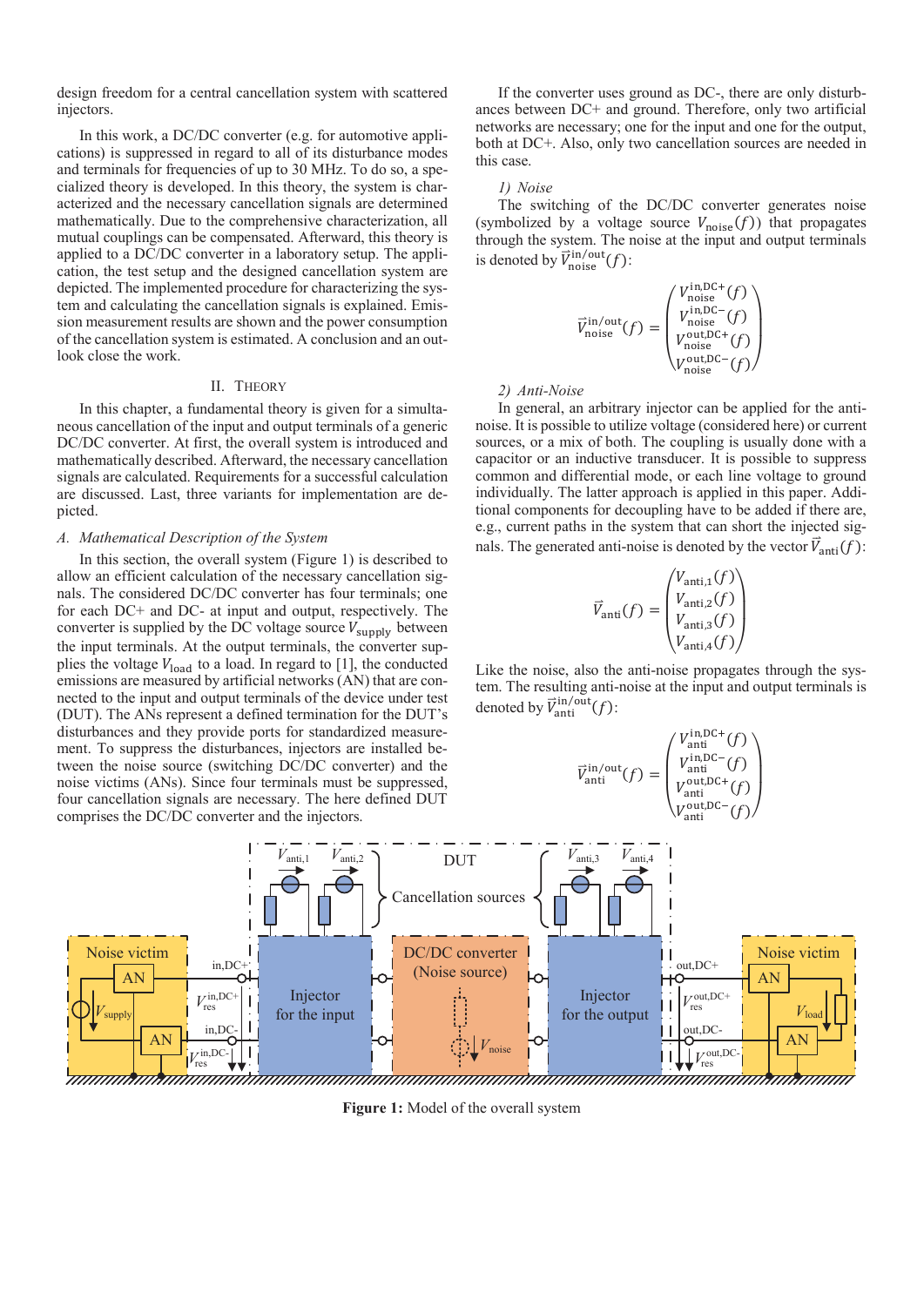design freedom for a central cancellation system with scattered injectors.

In this work, a DC/DC converter (e.g. for automotive applications) is suppressed in regard to all of its disturbance modes and terminals for frequencies of up to 30 MHz. To do so, a specialized theory is developed. In this theory, the system is characterized and the necessary cancellation signals are determined mathematically. Due to the comprehensive characterization, all mutual couplings can be compensated. Afterward, this theory is applied to a DC/DC converter in a laboratory setup. The application, the test setup and the designed cancellation system are depicted. The implemented procedure for characterizing the system and calculating the cancellation signals is explained. Emission measurement results are shown and the power consumption of the cancellation system is estimated. A conclusion and an outlook close the work.

## II. Theory

In this chapter, a fundamental theory is given for a simultaneous cancellation of the input and output terminals of a generic DC/DC converter. At first, the system is introduced and mathematically described. Afterward, the necessary cancellation signals are calculated. Requirements for a successful calculation are discussed. Last, three variants for implementation are depicted.

### A. Mathematical Description of the System

In this section, the overall system (Figure 1) is described to allow an efficient calculation of the necessary cancellation signals. The considered DC/DC converter has four terminals; one for each DC+ and DC- at input and output, respectively. The converter is supplied by the DC voltage source $V_{\text{supply}}$ between the input terminals. At the output terminals, the converter supplies the voltage $V_{\text{load}}$ to a load. In regard to [1], the conducted emissions are measured by artificial networks (AN) that are connected to the input and output terminals of the device under test (DUT). The ANs represent a defined termination for the DUT's disturbances and they provide ports for standardized measurement. To suppress the disturbances, injectors are installed between the noise source (switching DC/DC converter) and the noise victims (ANs). Since four terminals must be suppressed, four cancellation signals are necessary. The here defined DUT comprises the DC/DC converter and the injectors.

If the converter uses ground as DC-, there are only disturbances between DC+ and ground. Therefore, only two artificial networks are necessary; one for the input and one for the output, both at DC+. Also, only two cancellation sources are needed in this case.

#### 1) Noise

The switching of the DC/DC converter generates noise (symbolized by a voltage source $V_{\text{noise}}(f)$) that propagates through the system. The noise at the input and output terminals is denoted by $\vec{V}_{\text{noise}}^{\text{in/out}}(f)$:

$$\vec{V}_{\text{noise}}^{\text{in/out}}(f) = \begin{pmatrix} V_{\text{noise}}^{\text{in,DC+}}(f) \\ V_{\text{noise}}^{\text{in,DC-}}(f) \\ V_{\text{noise}}^{\text{out,DC+}}(f) \\ V_{\text{noise}}^{\text{out,DC-}}(f) \end{pmatrix}$$

#### 2) Anti-Noise

In general, an arbitrary injector can be applied for the anti-noise. It is possible to utilize voltage (considered here) or current sources, or a mix of both. The coupling is usually done with a capacitor or an inductive transducer. It is possible to suppress common and differential mode, or each line voltage to ground individually. The latter approach is applied in this paper. Additional components for decoupling have to be added if there are, e.g., current paths in the system that can short the injected signals. The generated anti-noise is denoted by the vector $\vec{V}_{\text{anti}}(f)$:

$$\vec{V}_{\text{anti}}(f) = \begin{pmatrix} V_{\text{anti},1}(f) \\ V_{\text{anti},2}(f) \\ V_{\text{anti},3}(f) \\ V_{\text{anti},4}(f) \end{pmatrix}$$

Like the noise, also the anti-noise propagates through the system. The resulting anti-noise at the input and output terminals is denoted by $\vec{V}_{\text{anti}}^{\text{in/out}}(f)$:

$$\vec{V}_{\text{anti}}^{\text{in/out}}(f) = \begin{pmatrix} V_{\text{anti}}^{\text{in,DC+}}(f) \\ V_{\text{anti}}^{\text{in,DC-}}(f) \\ V_{\text{anti}}^{\text{out,DC+}}(f) \\ V_{\text{anti}}^{\text{out,DC-}}(f) \end{pmatrix}$$

**Figure 1:** Model of the overall system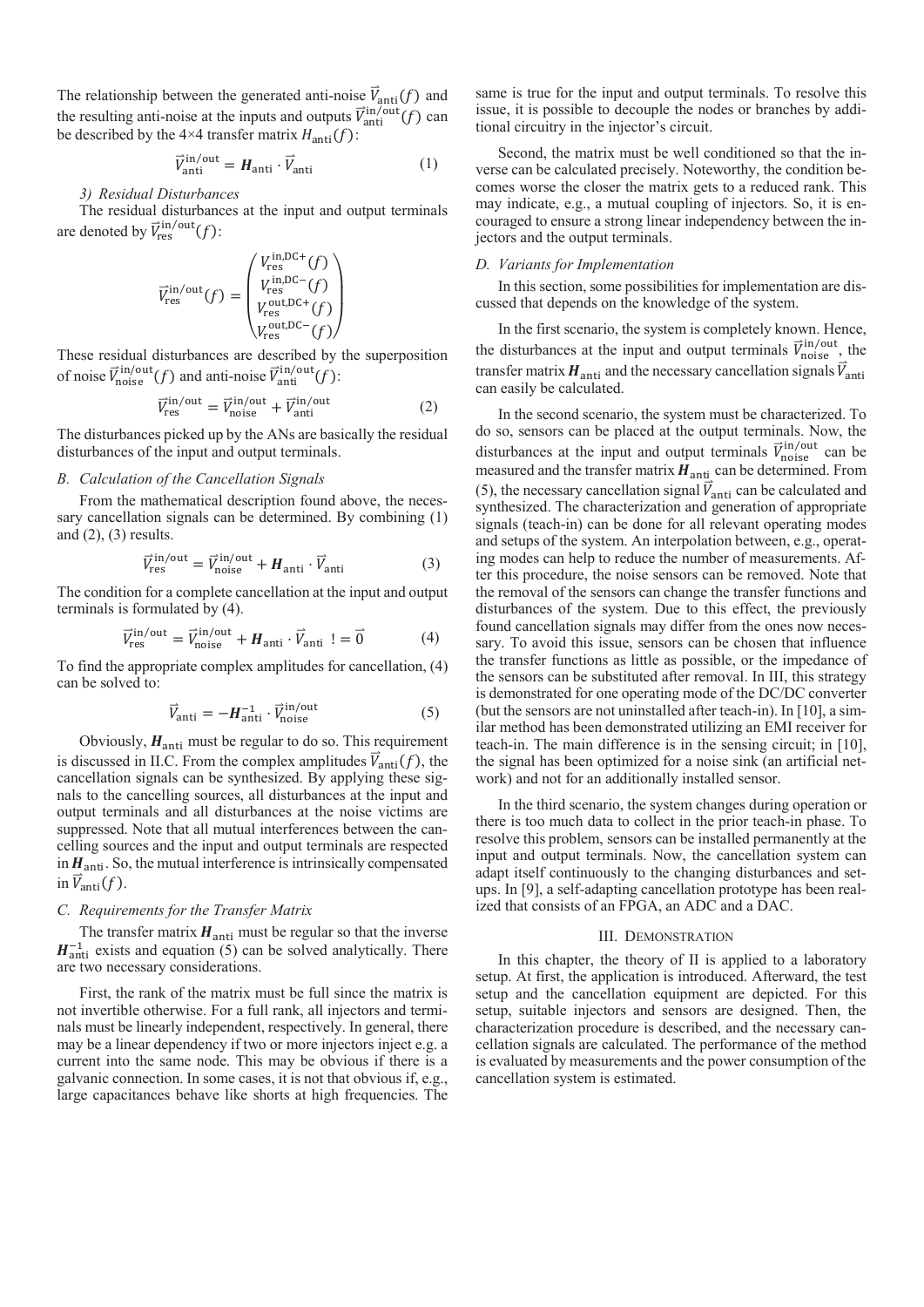The relationship between the generated anti-noise $\vec{V}_{\text{anti}}(f)$ and the resulting anti-noise at the inputs and outputs $\vec{V}_{\text{anti}}^{\text{in/out}}(f)$ can be described by the 4×4 transfer matrix $H_{\text{anti}}(f)$:

$$\vec{V}_{\text{anti}}^{\text{in/out}} = \boldsymbol{H}_{\text{anti}} \cdot \vec{V}_{\text{anti}} \tag{1}$$

### 3) Residual Disturbances

The residual disturbances at the input and output terminals are denoted by $\vec{V}_{\text{res}}^{\text{in/out}}(f)$:

$$\vec{V}_{\text{res}}^{\text{in/out}}(f) = \begin{pmatrix} V_{\text{res}}^{\text{in,DC+}}(f) \\ V_{\text{res}}^{\text{in,DC-}}(f) \\ V_{\text{res}}^{\text{out,DC+}}(f) \\ V_{\text{res}}^{\text{out,DC-}}(f) \end{pmatrix}$$

These residual disturbances are described by the superposition of noise $\vec{V}_{\text{noise}}^{\text{in/out}}(f)$ and anti-noise $\vec{V}_{\text{anti}}^{\text{in/out}}(f)$:

$$\vec{V}_{\text{res}}^{\text{in/out}} = \vec{V}_{\text{noise}}^{\text{in/out}} + \vec{V}_{\text{anti}}^{\text{in/out}} \tag{2}$$

The disturbances picked up by the ANs are basically the residual disturbances of the input and output terminals.

## B. Calculation of the Cancellation Signals

From the mathematical description found above, the necessary cancellation signals can be determined. By combining (1) and (2), (3) results.

$$\vec{V}_{\text{res}}^{\text{in/out}} = \vec{V}_{\text{noise}}^{\text{in/out}} + \boldsymbol{H}_{\text{anti}} \cdot \vec{V}_{\text{anti}} \tag{3}$$

The condition for a complete cancellation at the input and output terminals is formulated by (4).

$$\vec{V}_{\text{res}}^{\text{in/out}} = \vec{V}_{\text{noise}}^{\text{in/out}} + \boldsymbol{H}_{\text{anti}} \cdot \vec{V}_{\text{anti}} \; != \vec{0} \tag{4}$$

To find the appropriate complex amplitudes for cancellation, (4) can be solved to:

$$\vec{V}_{\text{anti}} = -\boldsymbol{H}_{\text{anti}}^{-1} \cdot \vec{V}_{\text{noise}}^{\text{in/out}} \tag{5}$$

Obviously, $\boldsymbol{H}_{\text{anti}}$ must be regular to do so. This requirement is discussed in II.C. From the complex amplitudes $\vec{V}_{\text{anti}}(f)$, the cancellation signals can be synthesized. By applying these signals to the cancelling sources, all disturbances at the input and output terminals and all disturbances at the noise victims are suppressed. Note that all mutual interferences between the cancelling sources and the input and output terminals are respected in $\boldsymbol{H}_{\text{anti}}$. So, the mutual interference is intrinsically compensated in $\vec{V}_{\text{anti}}(f)$.

## C. Requirements for the Transfer Matrix

The transfer matrix $\boldsymbol{H}_{\text{anti}}$ must be regular so that the inverse $\boldsymbol{H}_{\text{anti}}^{-1}$ exists and equation (5) can be solved analytically. There are two necessary considerations.

First, the rank of the matrix must be full since the matrix is not invertible otherwise. For a full rank, all injectors and terminals must be linearly independent, respectively. In general, there may be a linear dependency if two or more injectors inject e.g. a current into the same node. This may be obvious if there is a galvanic connection. In some cases, it is not that obvious if, e.g., large capacitances behave like shorts at high frequencies. The same is true for the input and output terminals. To resolve this issue, it is possible to decouple the nodes or branches by additional circuitry in the injector's circuit.

Second, the matrix must be well conditioned so that the inverse can be calculated precisely. Noteworthy, the condition becomes worse the closer the matrix gets to a reduced rank. This may indicate, e.g., a mutual coupling of injectors. So, it is encouraged to ensure a strong linear independency between the injectors and the output terminals.

## D. Variants for Implementation

In this section, some possibilities for implementation are discussed that depends on the knowledge of the system.

In the first scenario, the system is completely known. Hence, the disturbances at the input and output terminals $\vec{V}_{\text{noise}}^{\text{in/out}}$, the transfer matrix $\boldsymbol{H}_{\text{anti}}$ and the necessary cancellation signals $\vec{V}_{\text{anti}}$ can easily be calculated.

In the second scenario, the system must be characterized. To do so, sensors can be placed at the output terminals. Now, the disturbances at the input and output terminals $\vec{V}_{\text{noise}}^{\text{in/out}}$ can be measured and the transfer matrix $\boldsymbol{H}_{\text{anti}}$ can be determined. From (5), the necessary cancellation signal $\vec{V}_{\text{anti}}$ can be calculated and synthesized. The characterization and generation of appropriate signals (teach-in) can be done for all relevant operating modes and setups of the system. An interpolation between, e.g., operating modes can help to reduce the number of measurements. After this procedure, the noise sensors can be removed. Note that the removal of the sensors can change the transfer functions and disturbances of the system. Due to this effect, the previously found cancellation signals may differ from the ones now necessary. To avoid this issue, sensors can be chosen that influence the transfer functions as little as possible, or the impedance of the sensors can be substituted after removal. In III, this strategy is demonstrated for one operating mode of the DC/DC converter (but the sensors are not uninstalled after teach-in). In [10], a similar method has been demonstrated utilizing an EMI receiver for teach-in. The main difference is in the sensing circuit; in [10], the signal has been optimized for a noise sink (an artificial network) and not for an additionally installed sensor.

In the third scenario, the system changes during operation or there is too much data to collect in the prior teach-in phase. To resolve this problem, sensors can be installed permanently at the input and output terminals. Now, the cancellation system can adapt itself continuously to the changing disturbances and setups. In [9], a self-adapting cancellation prototype has been realized that consists of an FPGA, an ADC and a DAC.

# III. Demonstration

In this chapter, the theory of II is applied to a laboratory setup. At first, the application is introduced. Afterward, the test setup and the cancellation equipment are depicted. For this setup, suitable injectors and sensors are designed. Then, the characterization procedure is described, and the necessary cancellation signals are calculated. The performance of the method is evaluated by measurements and the power consumption of the cancellation system is estimated.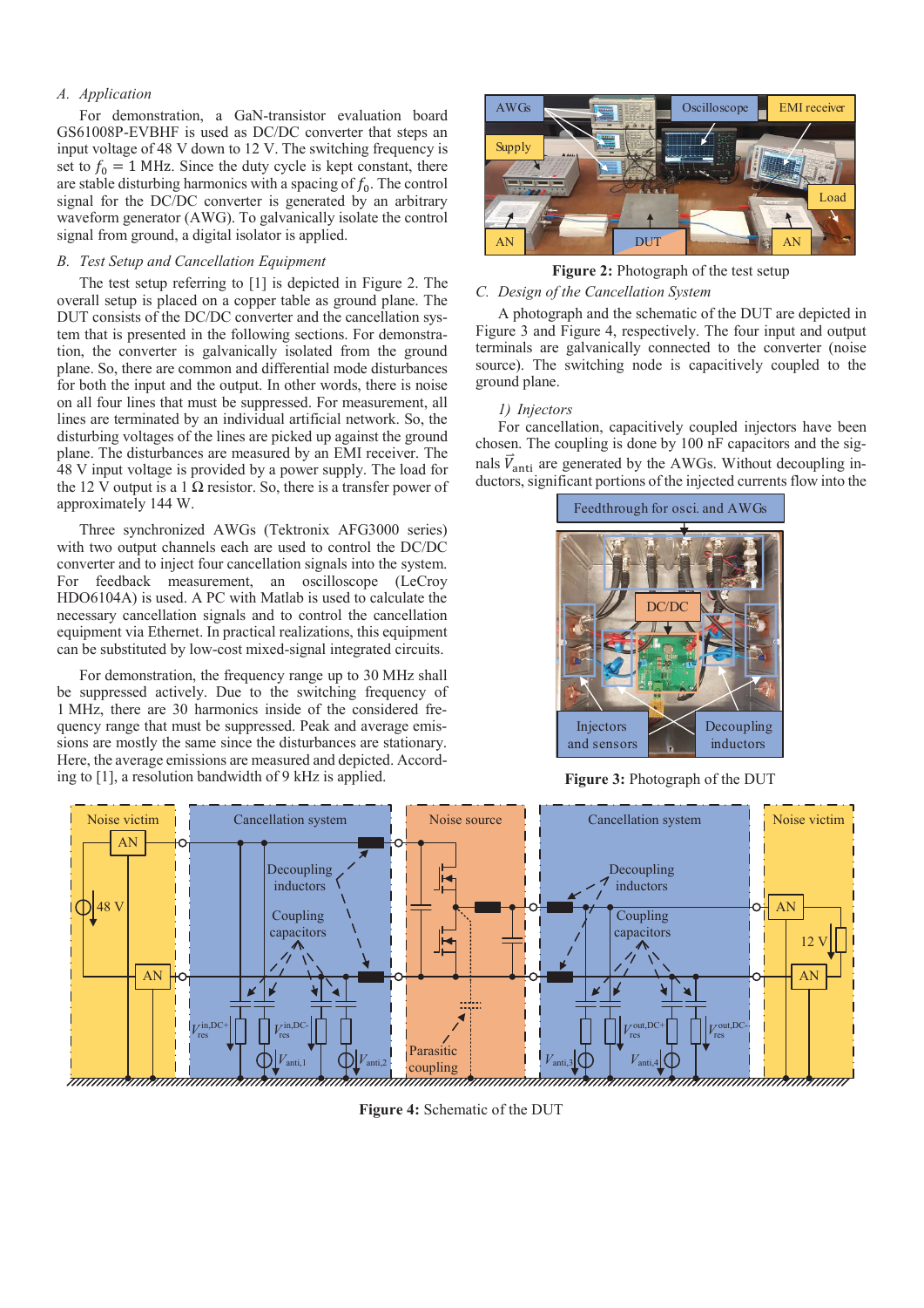### A. *Application*

For demonstration, a GaN-transistor evaluation board GS61008P-EVBHF is used as DC/DC converter that steps an input voltage of 48 V down to 12 V. The switching frequency is set to $f_0 = 1$ MHz. Since the duty cycle is kept constant, there are stable disturbing harmonics with a spacing of $f_0$. The control signal for the DC/DC converter is generated by an arbitrary waveform generator (AWG). To galvanically isolate the control signal from ground, a digital isolator is applied.

### B. *Test Setup and Cancellation Equipment*

The test setup referring to [1] is depicted in Figure 2. The overall setup is placed on a copper table as ground plane. The DUT consists of the DC/DC converter and the cancellation system that is presented in the following sections. For demonstration, the converter is galvanically isolated from the ground plane. So, there are common and differential mode disturbances for both the input and the output. In other words, there is noise on all four lines that must be suppressed. For measurement, all lines are terminated by an individual artificial network. So, the disturbing voltages of the lines are picked up against the ground plane. The disturbances are measured by an EMI receiver. The 48 V input voltage is provided by a power supply. The load for the 12 V output is a 1 Ω resistor. So, there is a transfer power of approximately 144 W.

Three synchronized AWGs (Tektronix AFG3000 series) with two output channels each are used to control the DC/DC converter and to inject four cancellation signals into the system. For feedback measurement, an oscilloscope (LeCroy HDO6104A) is used. A PC with Matlab is used to calculate the necessary cancellation signals and to control the cancellation equipment via Ethernet. In practical realizations, this equipment can be substituted by low-cost mixed-signal integrated circuits.

For demonstration, the frequency range up to 30 MHz shall be suppressed actively. Due to the switching frequency of 1 MHz, there are 30 harmonics inside of the considered frequency range that must be suppressed. Peak and average emissions are mostly the same since the disturbances are stationary. Here, the average emissions are measured and depicted. According to [1], a resolution bandwidth of 9 kHz is applied.

**Figure 2:** Photograph of the test setup

### C. *Design of the Cancellation System*

A photograph and the schematic of the DUT are depicted in Figure 3 and Figure 4, respectively. The four input and output terminals are galvanically connected to the converter (noise source). The switching node is capacitively coupled to the ground plane.

#### 1) *Injectors*

For cancellation, capacitively coupled injectors have been chosen. The coupling is done by 100 nF capacitors and the signals $\vec{V}_{\text{anti}}$ are generated by the AWGs. Without decoupling inductors, significant portions of the injected currents flow into the

**Figure 3:** Photograph of the DUT

**Figure 4:** Schematic of the DUT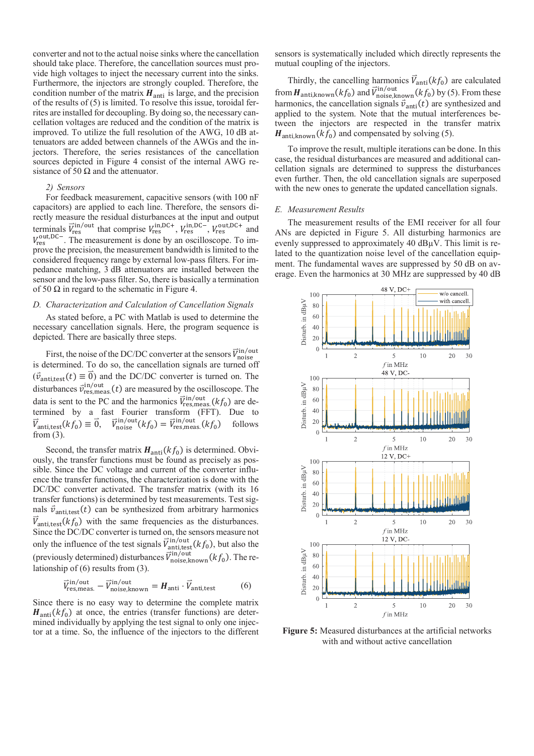converter and not to the actual noise sinks where the cancellation should take place. Therefore, the cancellation sources must provide high voltages to inject the necessary current into the sinks. Furthermore, the injectors are strongly coupled. Therefore, the condition number of the matrix $\boldsymbol{H}_{\mathrm{anti}}$ is large, and the precision of the results of (5) is limited. To resolve this issue, toroidal ferrites are installed for decoupling. By doing so, the necessary cancellation voltages are reduced and the condition of the matrix is improved. To utilize the full resolution of the AWG, 10 dB attenuators are added between channels of the AWGs and the injectors. Therefore, the series resistances of the cancellation sources depicted in Figure 4 consist of the internal AWG resistance of 50 Ω and the attenuator.

#### 2) Sensors

For feedback measurement, capacitive sensors (with 100 nF capacitors) are applied to each line. Therefore, the sensors directly measure the residual disturbances at the input and output terminals $\vec{V}_{\mathrm{res}}^{\mathrm{in/out}}$ that comprise $V_{\mathrm{res}}^{\mathrm{in,DC+}}$, $V_{\mathrm{res}}^{\mathrm{in,DC-}}$, $V_{\mathrm{res}}^{\mathrm{out,DC+}}$ and $V_{\mathrm{res}}^{\mathrm{out,DC-}}$. The measurement is done by an oscilloscope. To improve the precision, the measurement bandwidth is limited to the considered frequency range by external low-pass filters. For impedance matching, 3 dB attenuators are installed between the sensor and the low-pass filter. So, there is basically a termination of 50 Ω in regard to the schematic in Figure 4.

### D. Characterization and Calculation of Cancellation Signals

As stated before, a PC with Matlab is used to determine the necessary cancellation signals. Here, the program sequence is depicted. There are basically three steps.

First, the noise of the DC/DC converter at the sensors $\vec{V}_{\mathrm{noise}}^{\mathrm{in/out}}$ is determined. To do so, the cancellation signals are turned off ($\vec{v}_{\mathrm{anti,test}}(t) \equiv \vec{0}$) and the DC/DC converter is turned on. The disturbances $\vec{v}_{\mathrm{res,meas.}}^{\mathrm{in/out}}(t)$ are measured by the oscilloscope. The data is sent to the PC and the harmonics $\vec{V}_{\mathrm{res,meas.}}^{\mathrm{in/out}}(kf_0)$ are determined by a fast Fourier transform (FFT). Due to $\vec{V}_{\mathrm{anti,test}}(kf_0) \equiv \vec{0}$, $\vec{V}_{\mathrm{noise}}^{\mathrm{in/out}}(kf_0) = \vec{V}_{\mathrm{res,meas.}}^{\mathrm{in/out}}(kf_0)$ follows from (3).

Second, the transfer matrix $\boldsymbol{H}_{\mathrm{anti}}(kf_0)$ is determined. Obviously, the transfer functions must be found as precisely as possible. Since the DC voltage and current of the converter influence the transfer functions, the characterization is done with the DC/DC converter activated. The transfer matrix (with its 16 transfer functions) is determined by test measurements. Test signals $\vec{v}_{\mathrm{anti,test}}(t)$ can be synthesized from arbitrary harmonics $\vec{V}_{\mathrm{anti,test}}(kf_0)$ with the same frequencies as the disturbances. Since the DC/DC converter is turned on, the sensors measure not only the influence of the test signals $\vec{V}_{\mathrm{anti,test}}^{\mathrm{in/out}}(kf_0)$, but also the (previously determined) disturbances $\vec{V}_{\mathrm{noise,known}}^{\mathrm{in/out}}(kf_0)$. The relationship of (6) results from (3).

$$\vec{V}_{\mathrm{res,meas.}}^{\mathrm{in/out}} - \vec{V}_{\mathrm{noise,known}}^{\mathrm{in/out}} = \boldsymbol{H}_{\mathrm{anti}} \cdot \vec{V}_{\mathrm{anti,test}} \qquad (6)$$

Since there is no easy way to determine the complete matrix $\boldsymbol{H}_{\mathrm{anti}}(kf_0)$ at once, the entries (transfer functions) are determined individually by applying the test signal to only one injector at a time. So, the influence of the injectors to the different sensors is systematically included which directly represents the mutual coupling of the injectors.

Thirdly, the cancelling harmonics $\vec{V}_{\mathrm{anti}}(kf_0)$ are calculated from $\boldsymbol{H}_{\mathrm{anti,known}}(kf_0)$ and $\vec{V}_{\mathrm{noise,known}}^{\mathrm{in/out}}(kf_0)$ by (5). From these harmonics, the cancellation signals $\vec{v}_{\mathrm{anti}}(t)$ are synthesized and applied to the system. Note that the mutual interferences between the injectors are respected in the transfer matrix $\boldsymbol{H}_{\mathrm{anti,known}}(kf_0)$ and compensated by solving (5).

To improve the result, multiple iterations can be done. In this case, the residual disturbances are measured and additional cancellation signals are determined to suppress the disturbances even further. Then, the old cancellation signals are superposed with the new ones to generate the updated cancellation signals.

### E. Measurement Results

The measurement results of the EMI receiver for all four ANs are depicted in Figure 5. All disturbing harmonics are evenly suppressed to approximately 40 dBµV. This limit is related to the quantization noise level of the cancellation equipment. The fundamental waves are suppressed by 50 dB on average. Even the harmonics at 30 MHz are suppressed by 40 dB

**Figure 5:** Measured disturbances at the artificial networks with and without active cancellation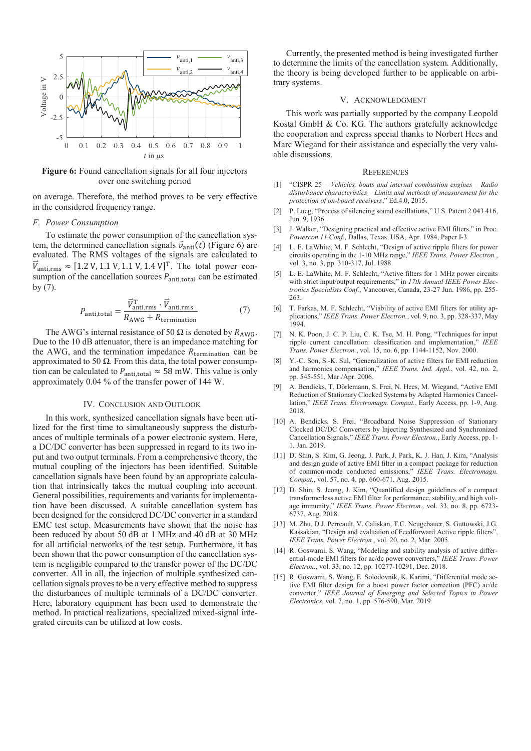5
2.5
0
-2.5
-5
Voltage in V
0 0.1 0.2 0.3 0.4 0.5 0.6 0.7 0.8 0.9 1
$t$ in µs
$v_{\text{anti},1}$ $v_{\text{anti},2}$ $v_{\text{anti},3}$ $v_{\text{anti},4}$

**Figure 6:** Found cancellation signals for all four injectors over one switching period

on average. Therefore, the method proves to be very effective in the considered frequency range.

### *F. Power Consumption*

To estimate the power consumption of the cancellation system, the determined cancellation signals $\vec{v}_{\text{anti}}(t)$ (Figure 6) are evaluated. The RMS voltages of the signals are calculated to $\vec{V}_{\text{anti,rms}} \approx [1.2\,\text{V}, 1.1\,\text{V}, 1.1\,\text{V}, 1.4\,\text{V}]^{\text{T}}$. The total power consumption of the cancellation sources $P_{\text{anti,total}}$ can be estimated by (7).

$$P_{\text{anti,total}} = \frac{\vec{V}_{\text{anti,rms}}^{\text{T}} \cdot \vec{V}_{\text{anti,rms}}}{R_{\text{AWG}} + R_{\text{termination}}} \tag{7}$$

The AWG's internal resistance of 50 Ω is denoted by $R_{\text{AWG}}$. Due to the 10 dB attenuator, there is an impedance matching for the AWG, and the termination impedance $R_{\text{termination}}$ can be approximated to 50 Ω. From this data, the total power consumption can be calculated to $P_{\text{anti,total}} \approx 58$ mW. This value is only approximately 0.04 % of the transfer power of 144 W.

## IV. Conclusion and Outlook

In this work, synthesized cancellation signals have been utilized for the first time to simultaneously suppress the disturbances of multiple terminals of a power electronic system. Here, a DC/DC converter has been suppressed in regard to its two input and two output terminals. From a comprehensive theory, the mutual coupling of the injectors has been identified. Suitable cancellation signals have been found by an appropriate calculation that intrinsically takes the mutual coupling into account. General possibilities, requirements and variants for implementation have been discussed. A suitable cancellation system has been designed for the considered DC/DC converter in a standard EMC test setup. Measurements have shown that the noise has been reduced by about 50 dB at 1 MHz and 40 dB at 30 MHz for all artificial networks of the test setup. Furthermore, it has been shown that the power consumption of the cancellation system is negligible compared to the transfer power of the DC/DC converter. All in all, the injection of multiple synthesized cancellation signals proves to be a very effective method to suppress the disturbances of multiple terminals of a DC/DC converter. Here, laboratory equipment has been used to demonstrate the method. In practical realizations, specialized mixed-signal integrated circuits can be utilized at low costs.

Currently, the presented method is being investigated further to determine the limits of the cancellation system. Additionally, the theory is being developed further to be applicable on arbitrary systems.

## V. Acknowledgment

This work was partially supported by the company Leopold Kostal GmbH & Co. KG. The authors gratefully acknowledge the cooperation and express special thanks to Norbert Hees and Marc Wiegand for their assistance and especially the very valuable discussions.

## References

[1] "CISPR 25 – *Vehicles, boats and internal combustion engines – Radio disturbance characteristics – Limits and methods of measurement for the protection of on-board receivers*," Ed.4.0, 2015.

[2] P. Lueg, "Process of silencing sound oscillations," U.S. Patent 2 043 416, Jun. 9, 1936.

[3] J. Walker, "Designing practical and effective active EMI filters," in Proc. *Powercon 11 Conf.*, Dallas, Texas, USA, Apr. 1984, Paper I-3.

[4] L. E. LaWhite, M. F. Schlecht, "Design of active ripple filters for power circuits operating in the 1-10 MHz range," *IEEE Trans. Power Electron.*, vol. 3, no. 3, pp. 310-317, Jul. 1988.

[5] L. E. LaWhite, M. F. Schlecht, "Active filters for 1 MHz power circuits with strict input/output requirements," in *17th Annual IEEE Power Electronics Specialists Conf.*, Vancouver, Canada, 23-27 Jun. 1986, pp. 255-263.

[6] T. Farkas, M. F. Schlecht, "Viability of active EMI filters for utility applications," *IEEE Trans. Power Electron.*, vol. 9, no. 3, pp. 328-337, May 1994.

[7] N. K. Poon, J. C. P. Liu, C. K. Tse, M. H. Pong, "Techniques for input ripple current cancellation: classification and implementation," *IEEE Trans. Power Electron.*, vol. 15, no. 6, pp. 1144-1152, Nov. 2000.

[8] Y.-C. Son, S.-K. Sul, "Generalization of active filters for EMI reduction and harmonics compensation," *IEEE Trans. Ind. Appl.*, vol. 42, no. 2, pp. 545-551, Mar./Apr. 2006.

[9] A. Bendicks, T. Dörlemann, S. Frei, N. Hees, M. Wiegand, "Active EMI Reduction of Stationary Clocked Systems by Adapted Harmonics Cancellation," *IEEE Trans. Electromagn. Compat.*, Early Access, pp. 1-9, Aug. 2018.

[10] A. Bendicks, S. Frei, "Broadband Noise Suppression of Stationary Clocked DC/DC Converters by Injecting Synthesized and Synchronized Cancellation Signals," *IEEE Trans. Power Electron.*, Early Access, pp. 1-1, Jan. 2019.

[11] D. Shin, S. Kim, G. Jeong, J. Park, J. Park, K. J. Han, J. Kim, "Analysis and design guide of active EMI filter in a compact package for reduction of common-mode conducted emissions," *IEEE Trans. Electromagn. Compat.*, vol. 57, no. 4, pp. 660-671, Aug. 2015.

[12] D. Shin, S. Jeong, J. Kim, "Quantified design guidelines of a compact transformerless active EMI filter for performance, stability, and high voltage immunity," *IEEE Trans. Power Electron.,* vol. 33, no. 8, pp. 6723-6737, Aug. 2018.

[13] M. Zhu, D.J. Perreault, V. Caliskan, T.C. Neugebauer, S. Guttowski, J.G. Kassakian, "Design and evaluation of Feedforward Active ripple filters", *IEEE Trans. Power Electron.*, vol. 20, no. 2, Mar. 2005.

[14] R. Goswami, S. Wang, "Modeling and stability analysis of active differential-mode EMI filters for ac/dc power converters," *IEEE Trans. Power Electron.*, vol. 33, no. 12, pp. 10277-10291, Dec. 2018.

[15] R. Goswami, S. Wang, E. Solodovnik, K. Karimi, "Differential mode active EMI filter design for a boost power factor correction (PFC) ac/dc converter," *IEEE Journal of Emerging and Selected Topics in Power Electronics*, vol. 7, no. 1, pp. 576-590, Mar. 2019.